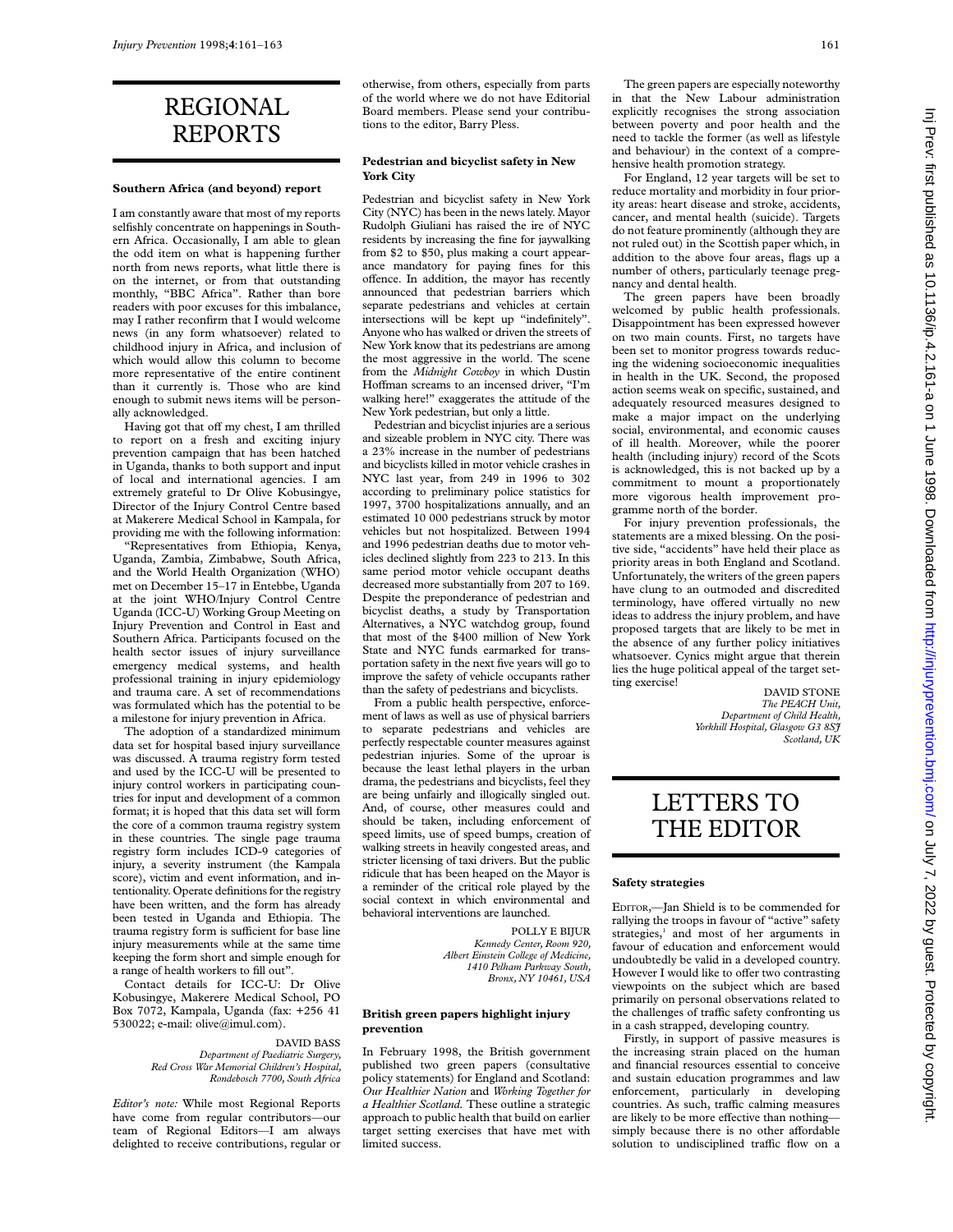# REGIONAL REPORTS

### Southern Africa (and beyond) report

I am constantly aware that most of my reports selfishly concentrate on happenings in Southern Africa. Occasionally, I am able to glean the odd item on what is happening further north from news reports, what little there is on the internet, or from that outstanding monthly, "BBC Africa". Rather than bore readers with poor excuses for this imbalance, may I rather reconfirm that I would welcome news (in any form whatsoever) related to childhood injury in Africa, and inclusion of which would allow this column to become more representative of the entire continent than it currently is. Those who are kind enough to submit news items will be personally acknowledged.

Having got that off my chest, I am thrilled to report on a fresh and exciting injury prevention campaign that has been hatched in Uganda, thanks to both support and input of local and international agencies. I am extremely grateful to Dr Olive Kobusingye, Director of the Injury Control Centre based at Makerere Medical School in Kampala, for providing me with the following information:

"Representatives from Ethiopia, Kenya, Uganda, Zambia, Zimbabwe, South Africa, and the World Health Organization (WHO) met on December 15–17 in Entebbe, Uganda at the joint WHO/Injury Control Centre Uganda (ICC-U) Working Group Meeting on Injury Prevention and Control in East and Southern Africa. Participants focused on the health sector issues of injury surveillance emergency medical systems, and health professional training in injury epidemiology and trauma care. A set of recommendations was formulated which has the potential to be a milestone for injury prevention in Africa.

The adoption of a standardized minimum data set for hospital based injury surveillance was discussed. A trauma registry form tested and used by the ICC-U will be presented to injury control workers in participating countries for input and development of a common format; it is hoped that this data set will form the core of a common trauma registry system in these countries. The single page trauma registry form includes ICD-9 categories of injury, a severity instrument (the Kampala score), victim and event information, and intentionality. Operate definitions for the registry have been written, and the form has already been tested in Uganda and Ethiopia. The trauma registry form is sufficient for base line injury measurements while at the same time keeping the form short and simple enough for a range of health workers to fill out".

Contact details for ICC-U: Dr Olive Kobusingye, Makerere Medical School, PO Box 7072, Kampala, Uganda (fax: +256 41 530022; e-mail: olive@imul.com).

DAVID BASS
*Department of Paediatric Surgery, Red Cross War Memorial Children's Hospital, Rondebosch 7700, South Africa*

*Editor's note:* While most Regional Reports have come from regular contributors—our team of Regional Editors—I am always delighted to receive contributions, regular or otherwise, from others, especially from parts of the world where we do not have Editorial Board members. Please send your contributions to the editor, Barry Pless.

### Pedestrian and bicyclist safety in New York City

Pedestrian and bicyclist safety in New York City (NYC) has been in the news lately. Mayor Rudolph Giuliani has raised the ire of NYC residents by increasing the fine for jaywalking from \$2 to \$50, plus making a court appearance mandatory for paying fines for this offence. In addition, the mayor has recently announced that pedestrian barriers which separate pedestrians and vehicles at certain intersections will be kept up "indefinitely". Anyone who has walked or driven the streets of New York know that its pedestrians are among the most aggressive in the world. The scene from the *Midnight Cowboy* in which Dustin Hoffman screams to an incensed driver, "I'm walking here!" exaggerates the attitude of the New York pedestrian, but only a little.

Pedestrian and bicyclist injuries are a serious and sizeable problem in NYC city. There was a 23% increase in the number of pedestrians and bicyclists killed in motor vehicle crashes in NYC last year, from 249 in 1996 to 302 according to preliminary police statistics for 1997, 3700 hospitalizations annually, and an estimated 10 000 pedestrians struck by motor vehicles but not hospitalized. Between 1994 and 1996 pedestrian deaths due to motor vehicles declined slightly from 223 to 213. In this same period motor vehicle occupant deaths decreased more substantially from 207 to 169. Despite the preponderance of pedestrian and bicyclist deaths, a study by Transportation Alternatives, a NYC watchdog group, found that most of the \$400 million of New York State and NYC funds earmarked for transportation safety in the next five years will go to improve the safety of vehicle occupants rather than the safety of pedestrians and bicyclists.

From a public health perspective, enforcement of laws as well as use of physical barriers to separate pedestrians and vehicles are perfectly respectable counter measures against pedestrian injuries. Some of the uproar is because the least lethal players in the urban drama, the pedestrians and bicyclists, feel they are being unfairly and illogically singled out. And, of course, other measures could and should be taken, including enforcement of speed limits, use of speed bumps, creation of walking streets in heavily congested areas, and stricter licensing of taxi drivers. But the public ridicule that has been heaped on the Mayor is a reminder of the critical role played by the social context in which environmental and behavioral interventions are launched.

POLLY E BIJUR
*Kennedy Center, Room 920, Albert Einstein College of Medicine, 1410 Pelham Parkway South, Bronx, NY 10461, USA*

### British green papers highlight injury prevention

In February 1998, the British government published two green papers (consultative policy statements) for England and Scotland: *Our Healthier Nation* and *Working Together for a Healthier Scotland.* These outline a strategic approach to public health that build on earlier target setting exercises that have met with limited success.

The green papers are especially noteworthy in that the New Labour administration explicitly recognises the strong association between poverty and poor health and the need to tackle the former (as well as lifestyle and behaviour) in the context of a comprehensive health promotion strategy.

For England, 12 year targets will be set to reduce mortality and morbidity in four priority areas: heart disease and stroke, accidents, cancer, and mental health (suicide). Targets do not feature prominently (although they are not ruled out) in the Scottish paper which, in addition to the above four areas, flags up a number of others, particularly teenage pregnancy and dental health.

The green papers have been broadly welcomed by public health professionals. Disappointment has been expressed however on two main counts. First, no targets have been set to monitor progress towards reducing the widening socioeconomic inequalities in health in the UK. Second, the proposed action seems weak on specific, sustained, and adequately resourced measures designed to make a major impact on the underlying social, environmental, and economic causes of ill health. Moreover, while the poorer health (including injury) record of the Scots is acknowledged, this is not backed up by a commitment to mount a proportionately more vigorous health improvement programme north of the border.

For injury prevention professionals, the statements are a mixed blessing. On the positive side, "accidents" have held their place as priority areas in both England and Scotland. Unfortunately, the writers of the green papers have clung to an outmoded and discredited terminology, have offered virtually no new ideas to address the injury problem, and have proposed targets that are likely to be met in the absence of any further policy initiatives whatsoever. Cynics might argue that therein lies the huge political appeal of the target setting exercise!

DAVID STONE
*The PEACH Unit, Department of Child Health, Yorkhill Hospital, Glasgow G3 8SJ Scotland, UK*

# LETTERS TO THE EDITOR

### Safety strategies

EDITOR,—Jan Shield is to be commended for rallying the troops in favour of "active" safety strategies,[1] and most of her arguments in favour of education and enforcement would undoubtedly be valid in a developed country. However I would like to offer two contrasting viewpoints on the subject which are based primarily on personal observations related to the challenges of traffic safety confronting us in a cash strapped, developing country.

Firstly, in support of passive measures is the increasing strain placed on the human and financial resources essential to conceive and sustain education programmes and law enforcement, particularly in developing countries. As such, traffic calming measures are likely to be more effective than nothing—simply because there is no other affordable solution to undisciplined traffic flow on a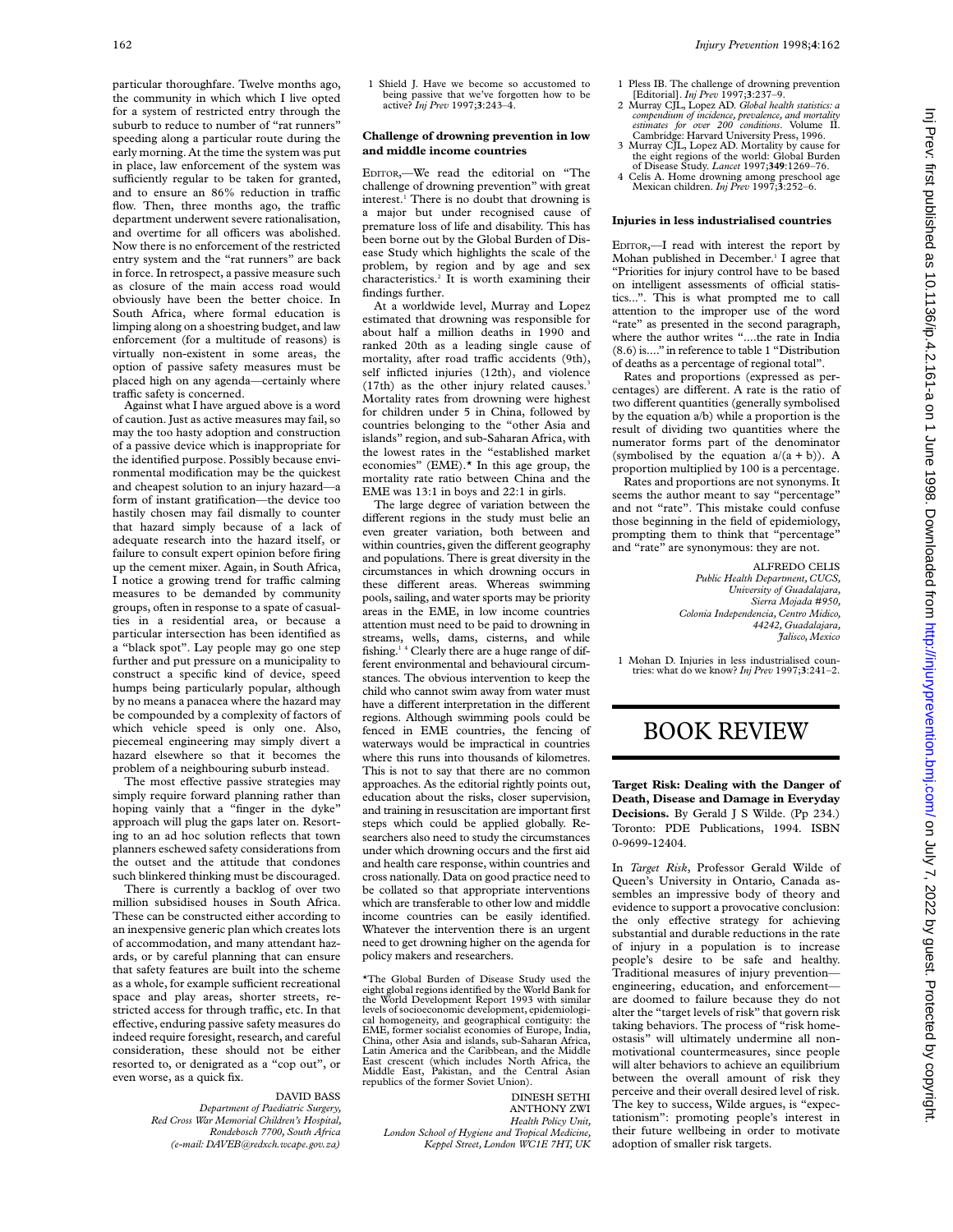particular thoroughfare. Twelve months ago, the community in which which I live opted for a system of restricted entry through the suburb to reduce to number of "rat runners" speeding along a particular route during the early morning. At the time the system was put in place, law enforcement of the system was sufficiently regular to be taken for granted, and to ensure an 86% reduction in traffic flow. Then, three months ago, the traffic department underwent severe rationalisation, and overtime for all officers was abolished. Now there is no enforcement of the restricted entry system and the "rat runners" are back in force. In retrospect, a passive measure such as closure of the main access road would obviously have been the better choice. In South Africa, where formal education is limping along on a shoestring budget, and law enforcement (for a multitude of reasons) is virtually non-existent in some areas, the option of passive safety measures must be placed high on any agenda—certainly where traffic safety is concerned.

Against what I have argued above is a word of caution. Just as active measures may fail, so may the too hasty adoption and construction of a passive device which is inappropriate for the identified purpose. Possibly because environmental modification may be the quickest and cheapest solution to an injury hazard—a form of instant gratification—the device too hastily chosen may fail dismally to counter that hazard simply because of a lack of adequate research into the hazard itself, or failure to consult expert opinion before firing up the cement mixer. Again, in South Africa, I notice a growing trend for traffic calming measures to be demanded by community groups, often in response to a spate of casualties in a residential area, or because a particular intersection has been identified as a "black spot". Lay people may go one step further and put pressure on a municipality to construct a specific kind of device, speed humps being particularly popular, although by no means a panacea where the hazard may be compounded by a complexity of factors of which vehicle speed is only one. Also, piecemeal engineering may simply divert a hazard elsewhere so that it becomes the problem of a neighbouring suburb instead.

The most effective passive strategies may simply require forward planning rather than hoping vainly that a "finger in the dyke" approach will plug the gaps later on. Resorting to an ad hoc solution reflects that town planners eschewed safety considerations from the outset and the attitude that condones such blinkered thinking must be discouraged.

There is currently a backlog of over two million subsidised houses in South Africa. These can be constructed either according to an inexpensive generic plan which creates lots of accommodation, and many attendant hazards, or by careful planning that can ensure that safety features are built into the scheme as a whole, for example sufficient recreational space and play areas, shorter streets, restricted access for through traffic, etc. In that effective, enduring passive safety measures do indeed require foresight, research, and careful consideration, these should not be either resorted to, or denigrated as a "cop out", or even worse, as a quick fix.

DAVID BASS
*Department of Paediatric Surgery, Red Cross War Memorial Children's Hospital, Rondebosch 7700, South Africa (e-mail: DAVEB@redxch.wcape.gov.za)*

1 Shield J. Have we become so accustomed to being passive that we've forgotten how to be active? *Inj Prev* 1997;**3**:243–4.

## Challenge of drowning prevention in low and middle income countries

EDITOR,—We read the editorial on "The challenge of drowning prevention" with great interest.[1] There is no doubt that drowning is a major but under recognised cause of premature loss of life and disability. This has been borne out by the Global Burden of Disease Study which highlights the scale of the problem, by region and by age and sex characteristics.[2] It is worth examining their findings further.

At a worldwide level, Murray and Lopez estimated that drowning was responsible for about half a million deaths in 1990 and ranked 20th as a leading single cause of mortality, after road traffic accidents (9th), self inflicted injuries (12th), and violence (17th) as the other injury related causes.[3] Mortality rates from drowning were highest for children under 5 in China, followed by countries belonging to the "other Asia and islands" region, and sub-Saharan Africa, with the lowest rates in the "established market economies" (EME).* In this age group, the mortality rate ratio between China and the EME was 13:1 in boys and 22:1 in girls.

The large degree of variation between the different regions in the study must belie an even greater variation, both between and within countries, given the different geography and populations. There is great diversity in the circumstances in which drowning occurs in these different areas. Whereas swimming pools, sailing, and water sports may be priority areas in the EME, in low income countries attention must need to be paid to drowning in streams, wells, dams, cisterns, and while fishing.[1,4] Clearly there are a huge range of different environmental and behavioural circumstances. The obvious intervention to keep the child who cannot swim away from water must have a different interpretation in the different regions. Although swimming pools could be fenced in EME countries, the fencing of waterways would be impractical in countries where this runs into thousands of kilometres. This is not to say that there are no common approaches. As the editorial rightly points out, education about the risks, closer supervision, and training in resuscitation are important first steps which could be applied globally. Researchers also need to study the circumstances under which drowning occurs and the first aid and health care response, within countries and cross nationally. Data on good practice need to be collated so that appropriate interventions which are transferable to other low and middle income countries can be easily identified. Whatever the intervention there is an urgent need to get drowning higher on the agenda for policy makers and researchers.

*The Global Burden of Disease Study used the eight global regions identified by the World Bank for the World Development Report 1993 with similar levels of socioeconomic development, epidemiological homogeneity, and geographical contiguity: the EME, former socialist economies of Europe, India, China, other Asia and islands, sub-Saharan Africa, Latin America and the Caribbean, and the Middle East crescent (which includes North Africa, the Middle East, Pakistan, and the Central Asian republics of the former Soviet Union).

DINESH SETHI
ANTHONY ZWI
*Health Policy Unit, London School of Hygiene and Tropical Medicine, Keppel Street, London WC1E 7HT, UK*

1 Pless IB. The challenge of drowning prevention [Editorial]. *Inj Prev* 1997;**3**:237–9.
2 Murray CJL, Lopez AD. *Global health statistics: a compendium of incidence, prevalence, and mortality estimates for over 200 conditions*. Volume II. Cambridge: Harvard University Press, 1996.
3 Murray CJL, Lopez AD. Mortality by cause for the eight regions of the world: Global Burden of Disease Study. *Lancet* 1997;**349**:1269–76.
4 Celis A. Home drowning among preschool age Mexican children. *Inj Prev* 1997;**3**:252–6.

## Injuries in less industrialised countries

EDITOR,—I read with interest the report by Mohan published in December.[1] I agree that "Priorities for injury control have to be based on intelligent assessments of official statistics...". This is what prompted me to call attention to the improper use of the word "rate" as presented in the second paragraph, where the author writes "....the rate in India (8.6) is...." in reference to table 1 "Distribution of deaths as a percentage of regional total".

Rates and proportions (expressed as percentages) are different. A rate is the ratio of two different quantities (generally symbolised by the equation a/b) while a proportion is the result of dividing two quantities where the numerator forms part of the denominator (symbolised by the equation $a/(a + b)$). A proportion multiplied by 100 is a percentage.

Rates and proportions are not synonyms. It seems the author meant to say "percentage" and not "rate". This mistake could confuse those beginning in the field of epidemiology, prompting them to think that "percentage" and "rate" are synonymous: they are not.

ALFREDO CELIS
*Public Health Department, CUCS, University of Guadalajara, Sierra Mojada #950, Colonia Independencia, Centro Midico, 44242, Guadalajara, Jalisco, Mexico*

1 Mohan D. Injuries in less industrialised countries: what do we know? *Inj Prev* 1997;**3**:241–2.

# BOOK REVIEW

**Target Risk: Dealing with the Danger of Death, Disease and Damage in Everyday Decisions.** By Gerald J S Wilde. (Pp 234.) Toronto: PDE Publications, 1994. ISBN 0-9699-12404.

In *Target Risk*, Professor Gerald Wilde of Queen's University in Ontario, Canada assembles an impressive body of theory and evidence to support a provocative conclusion: the only effective strategy for achieving substantial and durable reductions in the rate of injury in a population is to increase people's desire to be safe and healthy. Traditional measures of injury prevention—engineering, education, and enforcement—are doomed to failure because they do not alter the "target levels of risk" that govern risk taking behaviors. The process of "risk homeostasis" will ultimately undermine all nonmotivational countermeasures, since people will alter behaviors to achieve an equilibrium between the overall amount of risk they perceive and their overall desired level of risk. The key to success, Wilde argues, is "expectationism": promoting people's interest in their future wellbeing in order to motivate adoption of smaller risk targets.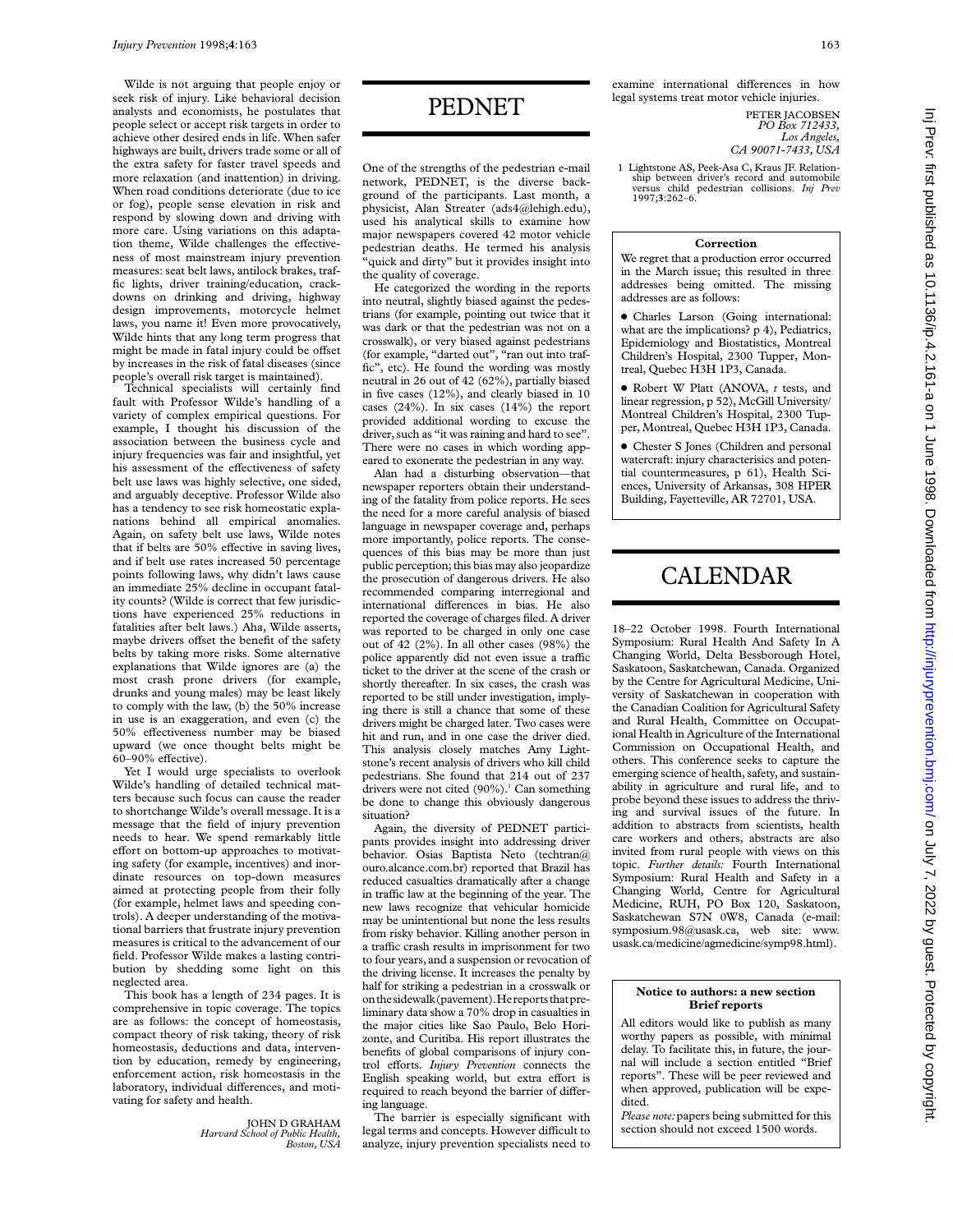Wilde is not arguing that people enjoy or seek risk of injury. Like behavioral decision analysts and economists, he postulates that people select or accept risk targets in order to achieve other desired ends in life. When safer highways are built, drivers trade some or all of the extra safety for faster travel speeds and more relaxation (and inattention) in driving. When road conditions deteriorate (due to ice or fog), people sense elevation in risk and respond by slowing down and driving with more care. Using variations on this adaptation theme, Wilde challenges the effectiveness of most mainstream injury prevention measures: seat belt laws, antilock brakes, traffic lights, driver training/education, crackdowns on drinking and driving, highway design improvements, motorcycle helmet laws, you name it! Even more provocatively, Wilde hints that any long term progress that might be made in fatal injury could be offset by increases in the risk of fatal diseases (since people's overall risk target is maintained).

Technical specialists will certainly find fault with Professor Wilde's handling of a variety of complex empirical questions. For example, I thought his discussion of the association between the business cycle and injury frequencies was fair and insightful, yet his assessment of the effectiveness of safety belt use laws was highly selective, one sided, and arguably deceptive. Professor Wilde also has a tendency to see risk homeostatic explanations behind all empirical anomalies. Again, on safety belt use laws, Wilde notes that if belts are 50% effective in saving lives, and if belt use rates increased 50 percentage points following laws, why didn't laws cause an immediate 25% decline in occupant fatality counts? (Wilde is correct that few jurisdictions have experienced 25% reductions in fatalities after belt laws.) Aha, Wilde asserts, maybe drivers offset the benefit of the safety belts by taking more risks. Some alternative explanations that Wilde ignores are (a) the most crash prone drivers (for example, drunks and young males) may be least likely to comply with the law, (b) the 50% increase in use is an exaggeration, and even (c) the 50% effectiveness number may be biased upward (we once thought belts might be 60–90% effective).

Yet I would urge specialists to overlook Wilde's handling of detailed technical matters because such focus can cause the reader to shortchange Wilde's overall message. It is a message that the field of injury prevention needs to hear. We spend remarkably little effort on bottom-up approaches to motivating safety (for example, incentives) and inordinate resources on top-down measures aimed at protecting people from their folly (for example, helmet laws and speeding controls). A deeper understanding of the motivational barriers that frustrate injury prevention measures is critical to the advancement of our field. Professor Wilde makes a lasting contribution by shedding some light on this neglected area.

This book has a length of 234 pages. It is comprehensive in topic coverage. The topics are as follows: the concept of homeostasis, compact theory of risk taking, theory of risk homeostasis, deductions and data, intervention by education, remedy by engineering, enforcement action, risk homeostasis in the laboratory, individual differences, and motivating for safety and health.

JOHN D GRAHAM
*Harvard School of Public Health, Boston, USA*

# PEDNET

One of the strengths of the pedestrian e-mail network, PEDNET, is the diverse background of the participants. Last month, a physicist, Alan Streater (ads4@lehigh.edu), used his analytical skills to examine how major newspapers covered 42 motor vehicle pedestrian deaths. He termed his analysis "quick and dirty" but it provides insight into the quality of coverage.

He categorized the wording in the reports into neutral, slightly biased against the pedestrians (for example, pointing out twice that it was dark or that the pedestrian was not on a crosswalk), or very biased against pedestrians (for example, "darted out", "ran out into traffic", etc). He found the wording was mostly neutral in 26 out of 42 (62%), partially biased in five cases (12%), and clearly biased in 10 cases (24%). In six cases (14%) the report provided additional wording to excuse the driver, such as "it was raining and hard to see". There were no cases in which wording appeared to exonerate the pedestrian in any way.

Alan had a disturbing observation—that newspaper reporters obtain their understanding of the fatality from police reports. He sees the need for a more careful analysis of biased language in newspaper coverage and, perhaps more importantly, police reports. The consequences of this bias may be more than just public perception; this bias may also jeopardize the prosecution of dangerous drivers. He also recommended comparing interregional and international differences in bias. He also reported the coverage of charges filed. A driver was reported to be charged in only one case out of 42 (2%). In all other cases (98%) the police apparently did not even issue a traffic ticket to the driver at the scene of the crash or shortly thereafter. In six cases, the crash was reported to be still under investigation, implying there is still a chance that some of these drivers might be charged later. Two cases were hit and run, and in one case the driver died. This analysis closely matches Amy Lightstone's recent analysis of drivers who kill child pedestrians. She found that 214 out of 237 drivers were not cited (90%).[1] Can something be done to change this obviously dangerous situation?

Again, the diversity of PEDNET participants provides insight into addressing driver behavior. Osias Baptista Neto (techtran@ouro.alcance.com.br) reported that Brazil has reduced casualties dramatically after a change in traffic law at the beginning of the year. The new laws recognize that vehicular homicide may be unintentional but none the less results from risky behavior. Killing another person in a traffic crash results in imprisonment for two to four years, and a suspension or revocation of the driving license. It increases the penalty by half for striking a pedestrian in a crosswalk or on the sidewalk (pavement). He reports that preliminary data show a 70% drop in casualties in the major cities like Sao Paulo, Belo Horizonte, and Curitiba. His report illustrates the benefits of global comparisons of injury control efforts. *Injury Prevention* connects the English speaking world, but extra effort is required to reach beyond the barrier of differing language.

The barrier is especially significant with legal terms and concepts. However difficult to analyze, injury prevention specialists need to examine international differences in how legal systems treat motor vehicle injuries.

PETER JACOBSEN
*PO Box 712433, Los Angeles, CA 90071-7433, USA*

1 Lightstone AS, Peek-Asa C, Kraus JF. Relationship between driver's record and automobile versus child pedestrian collisions. *Inj Prev* 1997;**3**:262–6.

**Correction**

We regret that a production error occurred in the March issue; this resulted in three addresses being omitted. The missing addresses are as follows:

- Charles Larson (Going international: what are the implications? p 4), Pediatrics, Epidemiology and Biostatistics, Montreal Children's Hospital, 2300 Tupper, Montreal, Quebec H3H 1P3, Canada.
- Robert W Platt (ANOVA, *t* tests, and linear regression, p 52), McGill University/Montreal Children's Hospital, 2300 Tupper, Montreal, Quebec H3H 1P3, Canada.
- Chester S Jones (Children and personal watercraft: injury characterisics and potential countermeasures, p 61), Health Sciences, University of Arkansas, 308 HPER Building, Fayetteville, AR 72701, USA.

# CALENDAR

18–22 October 1998. Fourth International Symposium: Rural Health And Safety In A Changing World, Delta Bessborough Hotel, Saskatoon, Saskatchewan, Canada. Organized by the Centre for Agricultural Medicine, University of Saskatchewan in cooperation with the Canadian Coalition for Agricultural Safety and Rural Health, Committee on Occupational Health in Agriculture of the International Commission on Occupational Health, and others. This conference seeks to capture the emerging science of health, safety, and sustainability in agriculture and rural life, and to probe beyond these issues to address the thriving and survival issues of the future. In addition to abstracts from scientists, health care workers and others, abstracts are also invited from rural people with views on this topic. *Further details:* Fourth International Symposium: Rural Health and Safety in a Changing World, Centre for Agricultural Medicine, RUH, PO Box 120, Saskatoon, Saskatchewan S7N 0W8, Canada (e-mail: symposium.98@usask.ca, web site: www.usask.ca/medicine/agmedicine/symp98.html).

**Notice to authors: a new section Brief reports**

All editors would like to publish as many worthy papers as possible, with minimal delay. To facilitate this, in future, the journal will include a section entitled "Brief reports". These will be peer reviewed and when approved, publication will be expedited.

*Please note:* papers being submitted for this section should not exceed 1500 words.